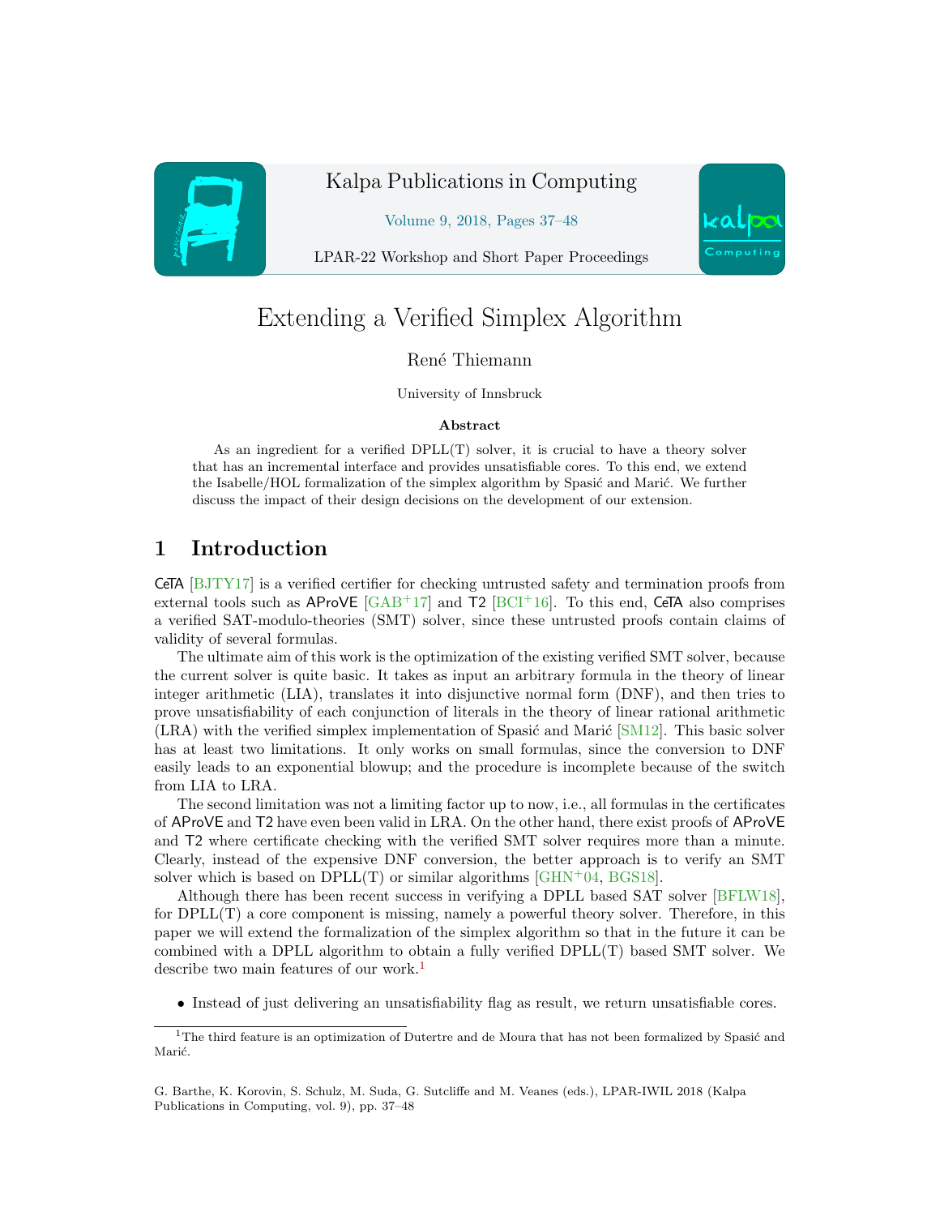# Extending a Verified Simplex Algorithm

René Thiemann

University of Innsbruck

### Abstract

As an ingredient for a verified DPLL(T) solver, it is crucial to have a theory solver that has an incremental interface and provides unsatisfiable cores. To this end, we extend the Isabelle/HOL formalization of the simplex algorithm by Spasić and Marić. We further discuss the impact of their design decisions on the development of our extension.

## 1 Introduction

CeTA [BJTY17] is a verified certifier for checking untrusted safety and termination proofs from external tools such as AProVE [GAB+17] and T2 [BCI+16]. To this end, CeTA also comprises a verified SAT-modulo-theories (SMT) solver, since these untrusted proofs contain claims of validity of several formulas.

The ultimate aim of this work is the optimization of the existing verified SMT solver, because the current solver is quite basic. It takes as input an arbitrary formula in the theory of linear integer arithmetic (LIA), translates it into disjunctive normal form (DNF), and then tries to prove unsatisfiability of each conjunction of literals in the theory of linear rational arithmetic (LRA) with the verified simplex implementation of Spasić and Marić [SM12]. This basic solver has at least two limitations. It only works on small formulas, since the conversion to DNF easily leads to an exponential blowup; and the procedure is incomplete because of the switch from LIA to LRA.

The second limitation was not a limiting factor up to now, i.e., all formulas in the certificates of AProVE and T2 have even been valid in LRA. On the other hand, there exist proofs of AProVE and T2 where certificate checking with the verified SMT solver requires more than a minute. Clearly, instead of the expensive DNF conversion, the better approach is to verify an SMT solver which is based on DPLL(T) or similar algorithms [GHN+04, BGS18].

Although there has been recent success in verifying a DPLL based SAT solver [BFLW18], for DPLL(T) a core component is missing, namely a powerful theory solver. Therefore, in this paper we will extend the formalization of the simplex algorithm so that in the future it can be combined with a DPLL algorithm to obtain a fully verified DPLL(T) based SMT solver. We describe two main features of our work.[1]

- Instead of just delivering an unsatisfiability flag as result, we return unsatisfiable cores.

[1] The third feature is an optimization of Dutertre and de Moura that has not been formalized by Spasić and Marić.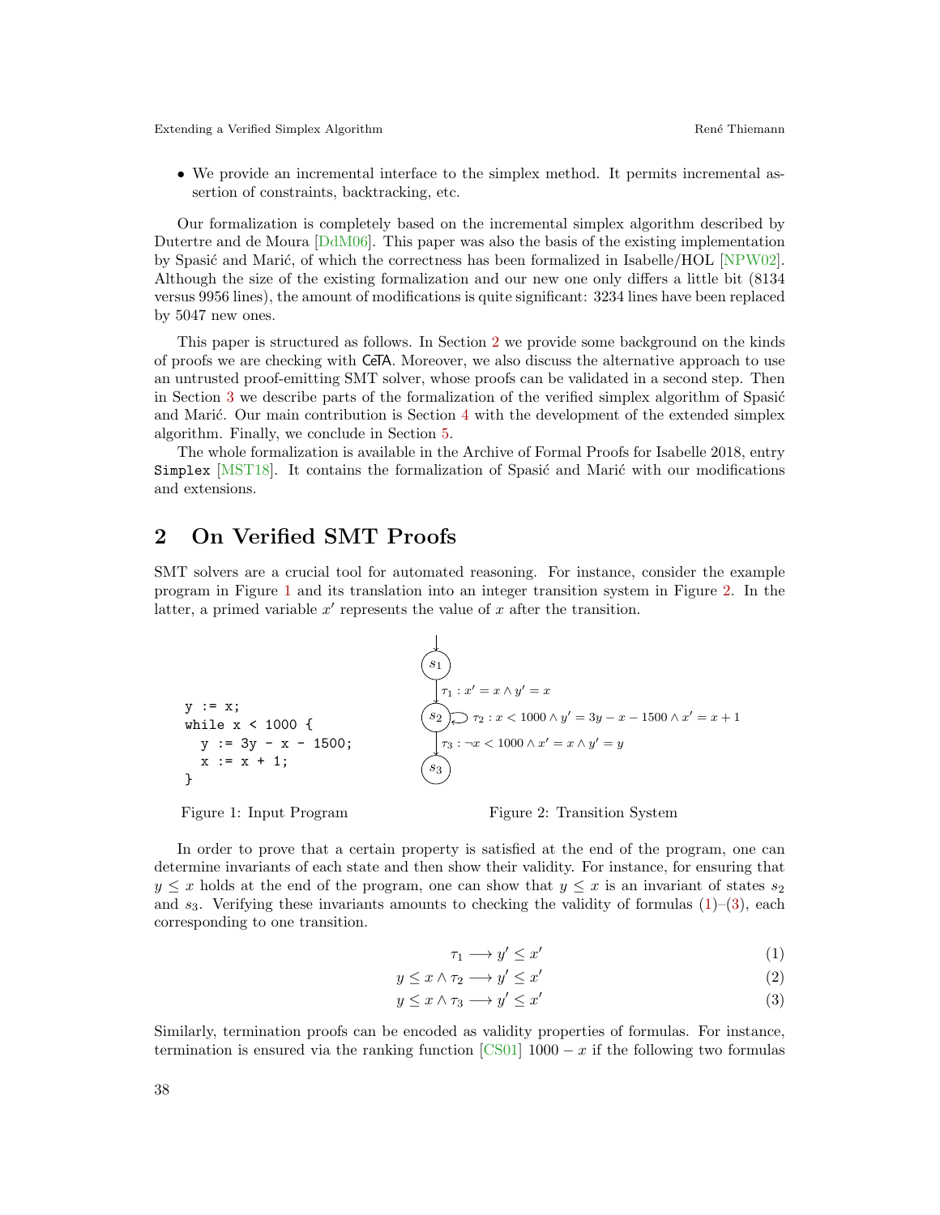- We provide an incremental interface to the simplex method. It permits incremental assertion of constraints, backtracking, etc.

Our formalization is completely based on the incremental simplex algorithm described by Dutertre and de Moura [DdM06]. This paper was also the basis of the existing implementation by Spasić and Marić, of which the correctness has been formalized in Isabelle/HOL [NPW02]. Although the size of the existing formalization and our new one only differs a little bit (8134 versus 9956 lines), the amount of modifications is quite significant: 3234 lines have been replaced by 5047 new ones.

This paper is structured as follows. In Section 2 we provide some background on the kinds of proofs we are checking with CeTA. Moreover, we also discuss the alternative approach to use an untrusted proof-emitting SMT solver, whose proofs can be validated in a second step. Then in Section 3 we describe parts of the formalization of the verified simplex algorithm of Spasić and Marić. Our main contribution is Section 4 with the development of the extended simplex algorithm. Finally, we conclude in Section 5.

The whole formalization is available in the Archive of Formal Proofs for Isabelle 2018, entry `Simplex` [MST18]. It contains the formalization of Spasić and Marić with our modifications and extensions.

## 2 On Verified SMT Proofs

SMT solvers are a crucial tool for automated reasoning. For instance, consider the example program in Figure 1 and its translation into an integer transition system in Figure 2. In the latter, a primed variable $x'$ represents the value of $x$ after the transition.

```
y := x;
while x < 1000 {
  y := 3y - x - 1500;
  x := x + 1;
}
```

Figure 1: Input Program

- $s_1 \to s_2$: $\tau_1 : x' = x \wedge y' = x$
- $s_2 \to s_2$: $\tau_2 : x < 1000 \wedge y' = 3y - x - 1500 \wedge x' = x + 1$
- $s_2 \to s_3$: $\tau_3 : \neg x < 1000 \wedge x' = x \wedge y' = y$

Figure 2: Transition System

In order to prove that a certain property is satisfied at the end of the program, one can determine invariants of each state and then show their validity. For instance, for ensuring that $y \leq x$ holds at the end of the program, one can show that $y \leq x$ is an invariant of states $s_2$ and $s_3$. Verifying these invariants amounts to checking the validity of formulas (1)–(3), each corresponding to one transition.

$$\tau_1 \longrightarrow y' \leq x' \tag{1}$$

$$y \leq x \wedge \tau_2 \longrightarrow y' \leq x' \tag{2}$$

$$y \leq x \wedge \tau_3 \longrightarrow y' \leq x' \tag{3}$$

Similarly, termination proofs can be encoded as validity properties of formulas. For instance, termination is ensured via the ranking function [CS01] $1000 - x$ if the following two formulas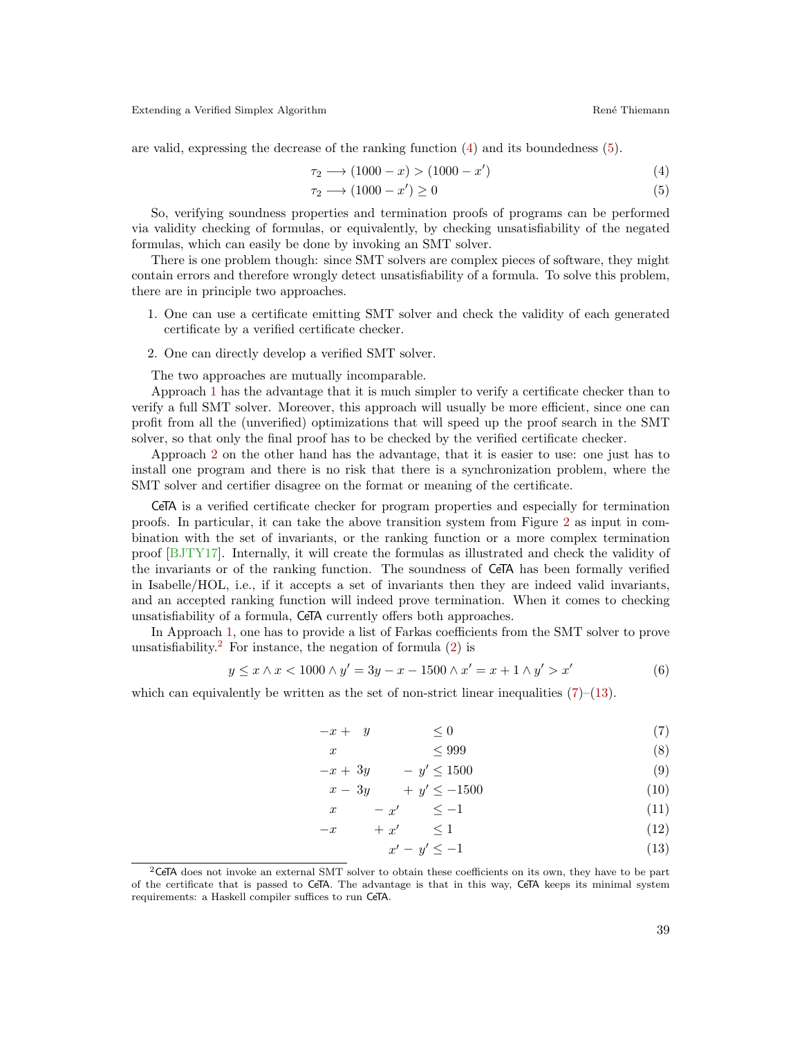are valid, expressing the decrease of the ranking function (4) and its boundedness (5).

$$\tau_2 \longrightarrow (1000 - x) > (1000 - x') \tag{4}$$

$$\tau_2 \longrightarrow (1000 - x') \geq 0 \tag{5}$$

So, verifying soundness properties and termination proofs of programs can be performed via validity checking of formulas, or equivalently, by checking unsatisfiability of the negated formulas, which can easily be done by invoking an SMT solver.

There is one problem though: since SMT solvers are complex pieces of software, they might contain errors and therefore wrongly detect unsatisfiability of a formula. To solve this problem, there are in principle two approaches.

1. One can use a certificate emitting SMT solver and check the validity of each generated certificate by a verified certificate checker.
2. One can directly develop a verified SMT solver.

The two approaches are mutually incomparable.

Approach 1 has the advantage that it is much simpler to verify a certificate checker than to verify a full SMT solver. Moreover, this approach will usually be more efficient, since one can profit from all the (unverified) optimizations that will speed up the proof search in the SMT solver, so that only the final proof has to be checked by the verified certificate checker.

Approach 2 on the other hand has the advantage, that it is easier to use: one just has to install one program and there is no risk that there is a synchronization problem, where the SMT solver and certifier disagree on the format or meaning of the certificate.

CeTA is a verified certificate checker for program properties and especially for termination proofs. In particular, it can take the above transition system from Figure 2 as input in combination with the set of invariants, or the ranking function or a more complex termination proof [BJTY17]. Internally, it will create the formulas as illustrated and check the validity of the invariants or of the ranking function. The soundness of CeTA has been formally verified in Isabelle/HOL, i.e., if it accepts a set of invariants then they are indeed valid invariants, and an accepted ranking function will indeed prove termination. When it comes to checking unsatisfiability of a formula, CeTA currently offers both approaches.

In Approach 1, one has to provide a list of Farkas coefficients from the SMT solver to prove unsatisfiability.[2] For instance, the negation of formula (2) is

$$y \leq x \land x < 1000 \land y' = 3y - x - 1500 \land x' = x + 1 \land y' > x' \tag{6}$$

which can equivalently be written as the set of non-strict linear inequalities (7)–(13).

$$-x + y \leq 0 \tag{7}$$

$$x \leq 999 \tag{8}$$

$$-x + 3y - y' \leq 1500 \tag{9}$$

$$x - 3y + y' \leq -1500 \tag{10}$$

$$x - x' \leq -1 \tag{11}$$

$$-x + x' \leq 1 \tag{12}$$

$$x' - y' \leq -1 \tag{13}$$

[2] CeTA does not invoke an external SMT solver to obtain these coefficients on its own, they have to be part of the certificate that is passed to CeTA. The advantage is that in this way, CeTA keeps its minimal system requirements: a Haskell compiler suffices to run CeTA.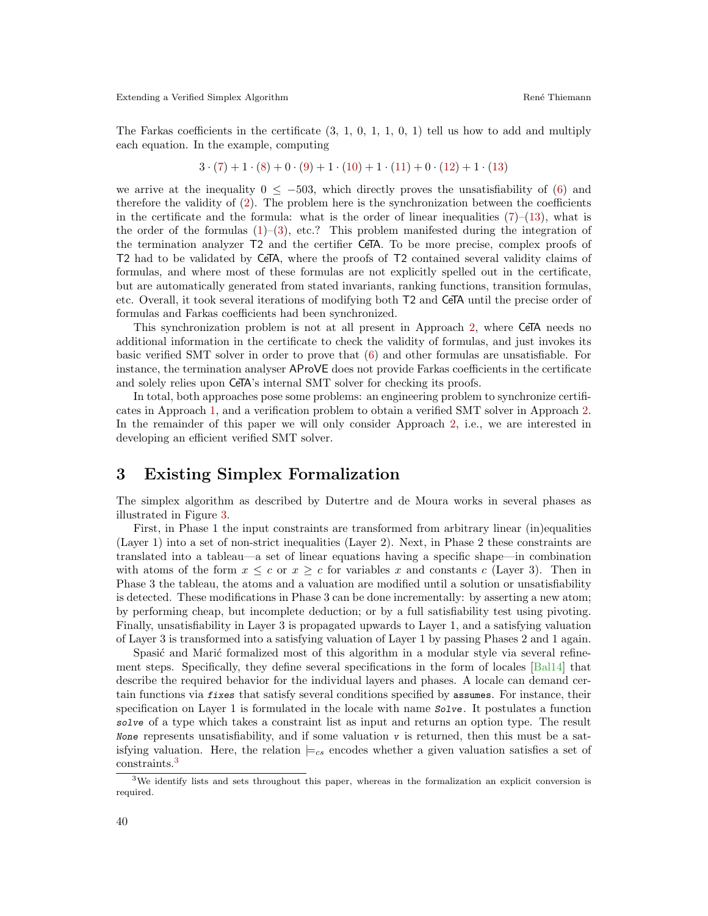The Farkas coefficients in the certificate (3, 1, 0, 1, 1, 0, 1) tell us how to add and multiply each equation. In the example, computing

$$3 \cdot (7) + 1 \cdot (8) + 0 \cdot (9) + 1 \cdot (10) + 1 \cdot (11) + 0 \cdot (12) + 1 \cdot (13)$$

we arrive at the inequality $0 \leq -503$, which directly proves the unsatisfiability of (6) and therefore the validity of (2). The problem here is the synchronization between the coefficients in the certificate and the formula: what is the order of linear inequalities (7)–(13), what is the order of the formulas (1)–(3), etc.? This problem manifested during the integration of the termination analyzer T2 and the certifier CeTA. To be more precise, complex proofs of T2 had to be validated by CeTA, where the proofs of T2 contained several validity claims of formulas, and where most of these formulas are not explicitly spelled out in the certificate, but are automatically generated from stated invariants, ranking functions, transition formulas, etc. Overall, it took several iterations of modifying both T2 and CeTA until the precise order of formulas and Farkas coefficients had been synchronized.

This synchronization problem is not at all present in Approach 2, where CeTA needs no additional information in the certificate to check the validity of formulas, and just invokes its basic verified SMT solver in order to prove that (6) and other formulas are unsatisfiable. For instance, the termination analyser AProVE does not provide Farkas coefficients in the certificate and solely relies upon CeTA's internal SMT solver for checking its proofs.

In total, both approaches pose some problems: an engineering problem to synchronize certificates in Approach 1, and a verification problem to obtain a verified SMT solver in Approach 2. In the remainder of this paper we will only consider Approach 2, i.e., we are interested in developing an efficient verified SMT solver.

## 3 Existing Simplex Formalization

The simplex algorithm as described by Dutertre and de Moura works in several phases as illustrated in Figure 3.

First, in Phase 1 the input constraints are transformed from arbitrary linear (in)equalities (Layer 1) into a set of non-strict inequalities (Layer 2). Next, in Phase 2 these constraints are translated into a tableau—a set of linear equations having a specific shape—in combination with atoms of the form $x \leq c$ or $x \geq c$ for variables $x$ and constants $c$ (Layer 3). Then in Phase 3 the tableau, the atoms and a valuation are modified until a solution or unsatisfiability is detected. These modifications in Phase 3 can be done incrementally: by asserting a new atom; by performing cheap, but incomplete deduction; or by a full satisfiability test using pivoting. Finally, unsatisfiability in Layer 3 is propagated upwards to Layer 1, and a satisfying valuation of Layer 3 is transformed into a satisfying valuation of Layer 1 by passing Phases 2 and 1 again.

Spasić and Marić formalized most of this algorithm in a modular style via several refinement steps. Specifically, they define several specifications in the form of locales [Bal14] that describe the required behavior for the individual layers and phases. A locale can demand certain functions via `fixes` that satisfy several conditions specified by `assumes`. For instance, their specification on Layer 1 is formulated in the locale with name `Solve`. It postulates a function `solve` of a type which takes a constraint list as input and returns an option type. The result `None` represents unsatisfiability, and if some valuation `v` is returned, then this must be a satisfying valuation. Here, the relation $\models_{cs}$ encodes whether a given valuation satisfies a set of constraints.[3]

[3] We identify lists and sets throughout this paper, whereas in the formalization an explicit conversion is required.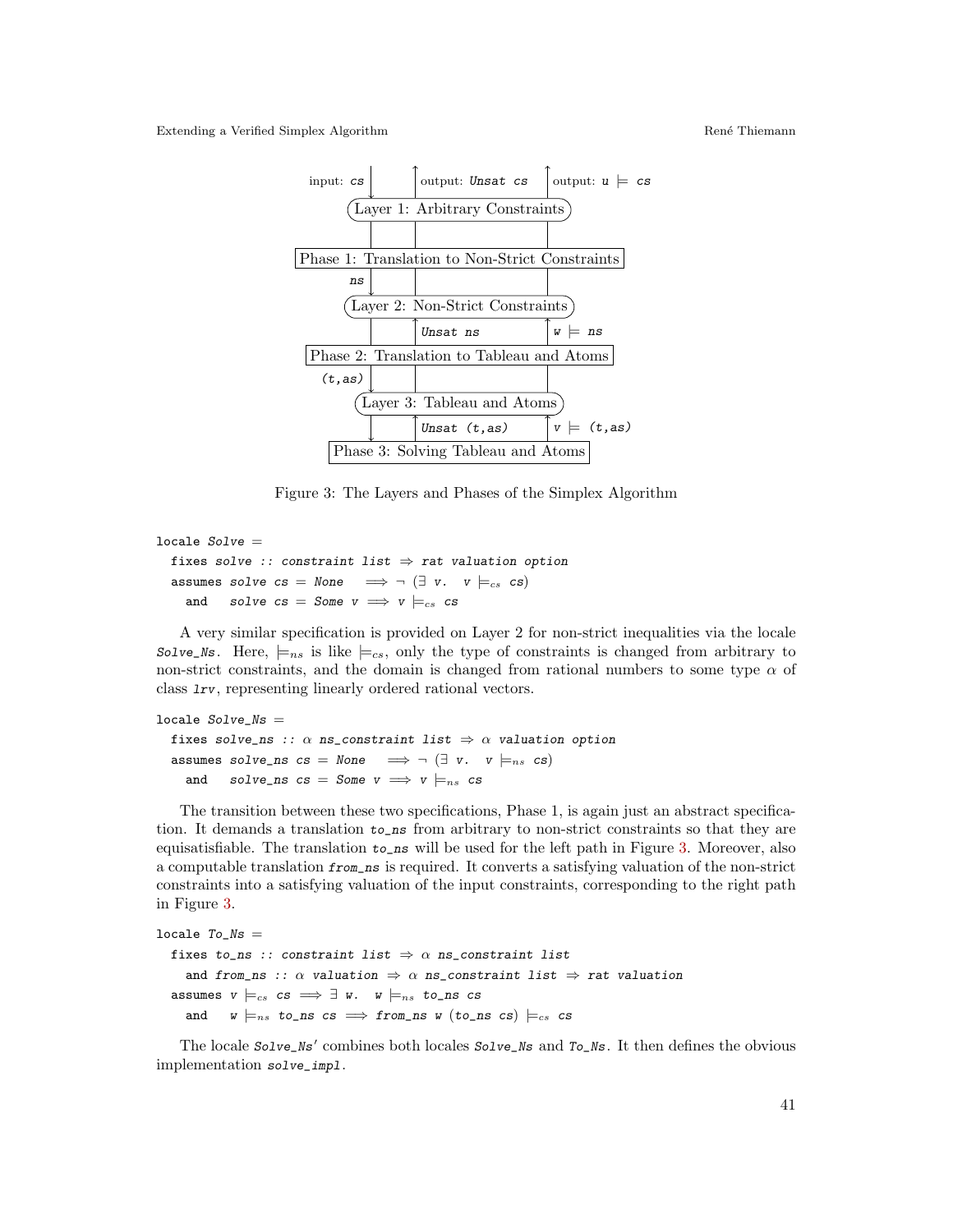```
input: cs ↓        ↑ output: Unsat cs     ↑ output: u ⊨ cs
        ( Layer 1: Arbitrary Constraints )
[ Phase 1: Translation to Non-Strict Constraints ]
     ns ↓
        ( Layer 2: Non-Strict Constraints )
                   ↑ Unsat ns             ↑ w ⊨ ns
[ Phase 2: Translation to Tableau and Atoms ]
 (t,as) ↓
        ( Layer 3: Tableau and Atoms )
                   ↑ Unsat (t,as)         ↑ v ⊨ (t,as)
[ Phase 3: Solving Tableau and Atoms ]
```

Figure 3: The Layers and Phases of the Simplex Algorithm

```
locale Solve =
  fixes solve :: constraint list ⇒ rat valuation option
  assumes solve cs = None   ⟹ ¬ (∃ v.  v ⊨cs cs)
    and   solve cs = Some v ⟹ v ⊨cs cs
```

A very similar specification is provided on Layer 2 for non-strict inequalities via the locale *Solve_Ns*. Here, $\models_{ns}$ is like $\models_{cs}$, only the type of constraints is changed from arbitrary to non-strict constraints, and the domain is changed from rational numbers to some type $\alpha$ of class *lrv*, representing linearly ordered rational vectors.

```
locale Solve_Ns =
  fixes solve_ns :: α ns_constraint list ⇒ α valuation option
  assumes solve_ns cs = None   ⟹ ¬ (∃ v.  v ⊨ns cs)
    and   solve_ns cs = Some v ⟹ v ⊨ns cs
```

The transition between these two specifications, Phase 1, is again just an abstract specification. It demands a translation *to_ns* from arbitrary to non-strict constraints so that they are equisatisfiable. The translation *to_ns* will be used for the left path in Figure 3. Moreover, also a computable translation *from_ns* is required. It converts a satisfying valuation of the non-strict constraints into a satisfying valuation of the input constraints, corresponding to the right path in Figure 3.

```
locale To_Ns =
  fixes to_ns :: constraint list ⇒ α ns_constraint list
    and from_ns :: α valuation ⇒ α ns_constraint list ⇒ rat valuation
  assumes v ⊨cs cs ⟹ ∃ w.  w ⊨ns to_ns cs
    and   w ⊨ns to_ns cs ⟹ from_ns w (to_ns cs) ⊨cs cs
```

The locale *Solve_Ns'* combines both locales *Solve_Ns* and *To_Ns*. It then defines the obvious implementation *solve_impl*.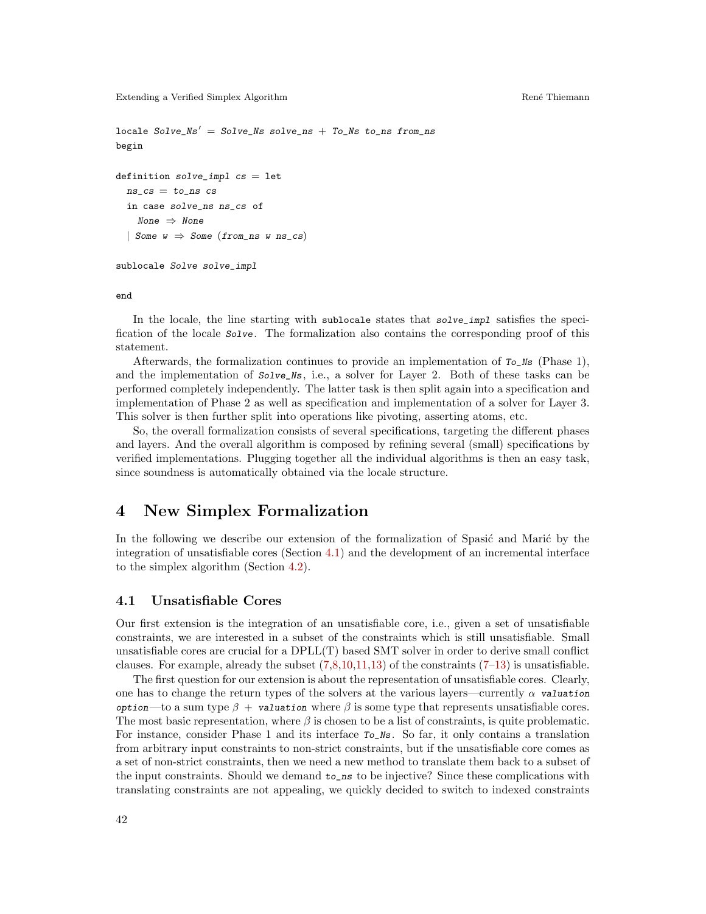```
locale Solve_Ns' = Solve_Ns solve_ns + To_Ns to_ns from_ns
begin

definition solve_impl cs = let
  ns_cs = to_ns cs
  in case solve_ns ns_cs of
    None ⇒ None
  | Some w ⇒ Some (from_ns w ns_cs)

sublocale Solve solve_impl

end
```

In the locale, the line starting with `sublocale` states that *solve_impl* satisfies the specification of the locale *Solve*. The formalization also contains the corresponding proof of this statement.

Afterwards, the formalization continues to provide an implementation of *To_Ns* (Phase 1), and the implementation of *Solve_Ns*, i.e., a solver for Layer 2. Both of these tasks can be performed completely independently. The latter task is then split again into a specification and implementation of Phase 2 as well as specification and implementation of a solver for Layer 3. This solver is then further split into operations like pivoting, asserting atoms, etc.

So, the overall formalization consists of several specifications, targeting the different phases and layers. And the overall algorithm is composed by refining several (small) specifications by verified implementations. Plugging together all the individual algorithms is then an easy task, since soundness is automatically obtained via the locale structure.

# 4 New Simplex Formalization

In the following we describe our extension of the formalization of Spasić and Marić by the integration of unsatisfiable cores (Section 4.1) and the development of an incremental interface to the simplex algorithm (Section 4.2).

## 4.1 Unsatisfiable Cores

Our first extension is the integration of an unsatisfiable core, i.e., given a set of unsatisfiable constraints, we are interested in a subset of the constraints which is still unsatisfiable. Small unsatisfiable cores are crucial for a DPLL(T) based SMT solver in order to derive small conflict clauses. For example, already the subset (7,8,10,11,13) of the constraints (7–13) is unsatisfiable.

The first question for our extension is about the representation of unsatisfiable cores. Clearly, one has to change the return types of the solvers at the various layers—currently $\alpha$ *valuation option*—to a sum type $\beta$ + *valuation* where $\beta$ is some type that represents unsatisfiable cores. The most basic representation, where $\beta$ is chosen to be a list of constraints, is quite problematic. For instance, consider Phase 1 and its interface *To_Ns*. So far, it only contains a translation from arbitrary input constraints to non-strict constraints, but if the unsatisfiable core comes as a set of non-strict constraints, then we need a new method to translate them back to a subset of the input constraints. Should we demand *to_ns* to be injective? Since these complications with translating constraints are not appealing, we quickly decided to switch to indexed constraints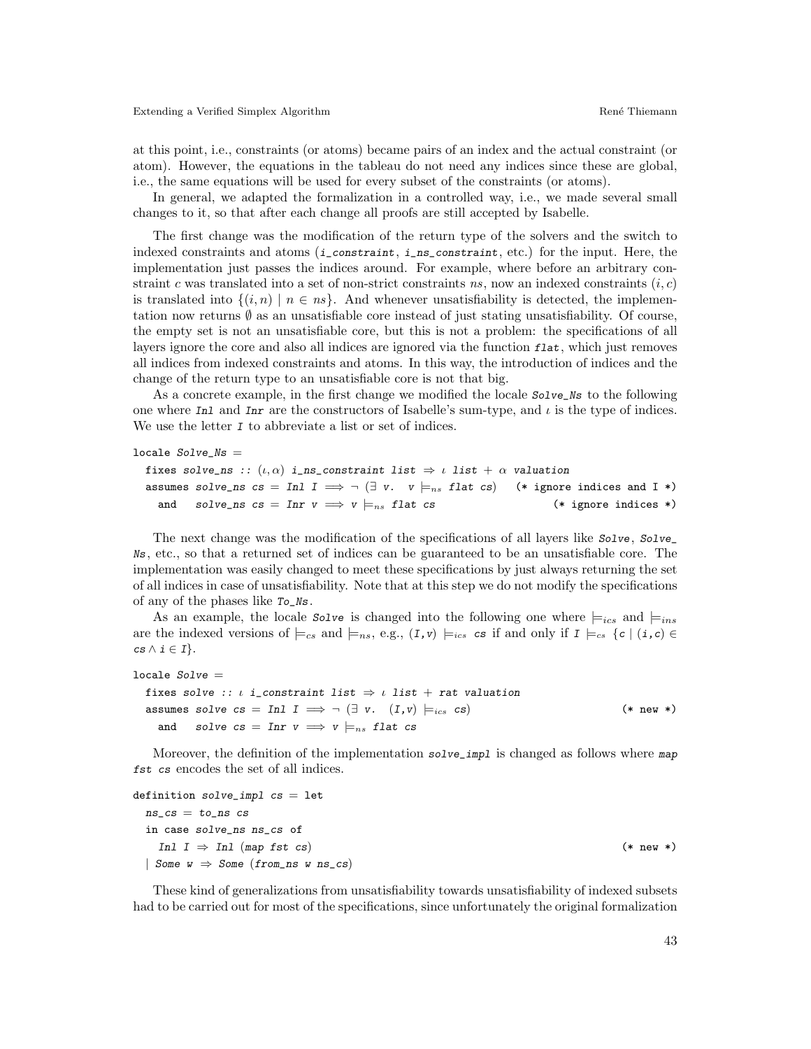at this point, i.e., constraints (or atoms) became pairs of an index and the actual constraint (or atom). However, the equations in the tableau do not need any indices since these are global, i.e., the same equations will be used for every subset of the constraints (or atoms).

In general, we adapted the formalization in a controlled way, i.e., we made several small changes to it, so that after each change all proofs are still accepted by Isabelle.

The first change was the modification of the return type of the solvers and the switch to indexed constraints and atoms (*i_constraint*, *i_ns_constraint*, etc.) for the input. Here, the implementation just passes the indices around. For example, where before an arbitrary constraint $c$ was translated into a set of non-strict constraints $ns$, now an indexed constraints $(i, c)$ is translated into $\{(i, n) \mid n \in ns\}$. And whenever unsatisfiability is detected, the implementation now returns $\emptyset$ as an unsatisfiable core instead of just stating unsatisfiability. Of course, the empty set is not an unsatisfiable core, but this is not a problem: the specifications of all layers ignore the core and also all indices are ignored via the function *flat*, which just removes all indices from indexed constraints and atoms. In this way, the introduction of indices and the change of the return type to an unsatisfiable core is not that big.

As a concrete example, in the first change we modified the locale *Solve_Ns* to the following one where *Inl* and *Inr* are the constructors of Isabelle's sum-type, and $\iota$ is the type of indices. We use the letter *I* to abbreviate a list or set of indices.

```
locale Solve_Ns =
  fixes solve_ns :: (ι,α) i_ns_constraint list ⇒ ι list + α valuation
  assumes solve_ns cs = Inl I ⟹ ¬ (∃ v.  v ⊨ns flat cs)   (* ignore indices and I *)
    and   solve_ns cs = Inr v ⟹ v ⊨ns flat cs               (* ignore indices *)
```

The next change was the modification of the specifications of all layers like *Solve*, *Solve_Ns*, etc., so that a returned set of indices can be guaranteed to be an unsatisfiable core. The implementation was easily changed to meet these specifications by just always returning the set of all indices in case of unsatisfiability. Note that at this step we do not modify the specifications of any of the phases like *To_Ns*.

As an example, the locale *Solve* is changed into the following one where $\models_{ics}$ and $\models_{ins}$ are the indexed versions of $\models_{cs}$ and $\models_{ns}$, e.g., $(I,v) \models_{ics} cs$ if and only if $I \models_{cs} \{c \mid (i,c) \in cs \wedge i \in I\}$.

```
locale Solve =
  fixes solve :: ι i_constraint list ⇒ ι list + rat valuation
  assumes solve cs = Inl I ⟹ ¬ (∃ v.  (I,v) ⊨ics cs)                  (* new *)
    and   solve cs = Inr v ⟹ v ⊨ns flat cs
```

Moreover, the definition of the implementation *solve_impl* is changed as follows where *map fst cs* encodes the set of all indices.

```
definition solve_impl cs = let
  ns_cs = to_ns cs
  in case solve_ns ns_cs of
    Inl I ⇒ Inl (map fst cs)                                           (* new *)
  | Some w ⇒ Some (from_ns w ns_cs)
```

These kind of generalizations from unsatisfiability towards unsatisfiability of indexed subsets had to be carried out for most of the specifications, since unfortunately the original formalization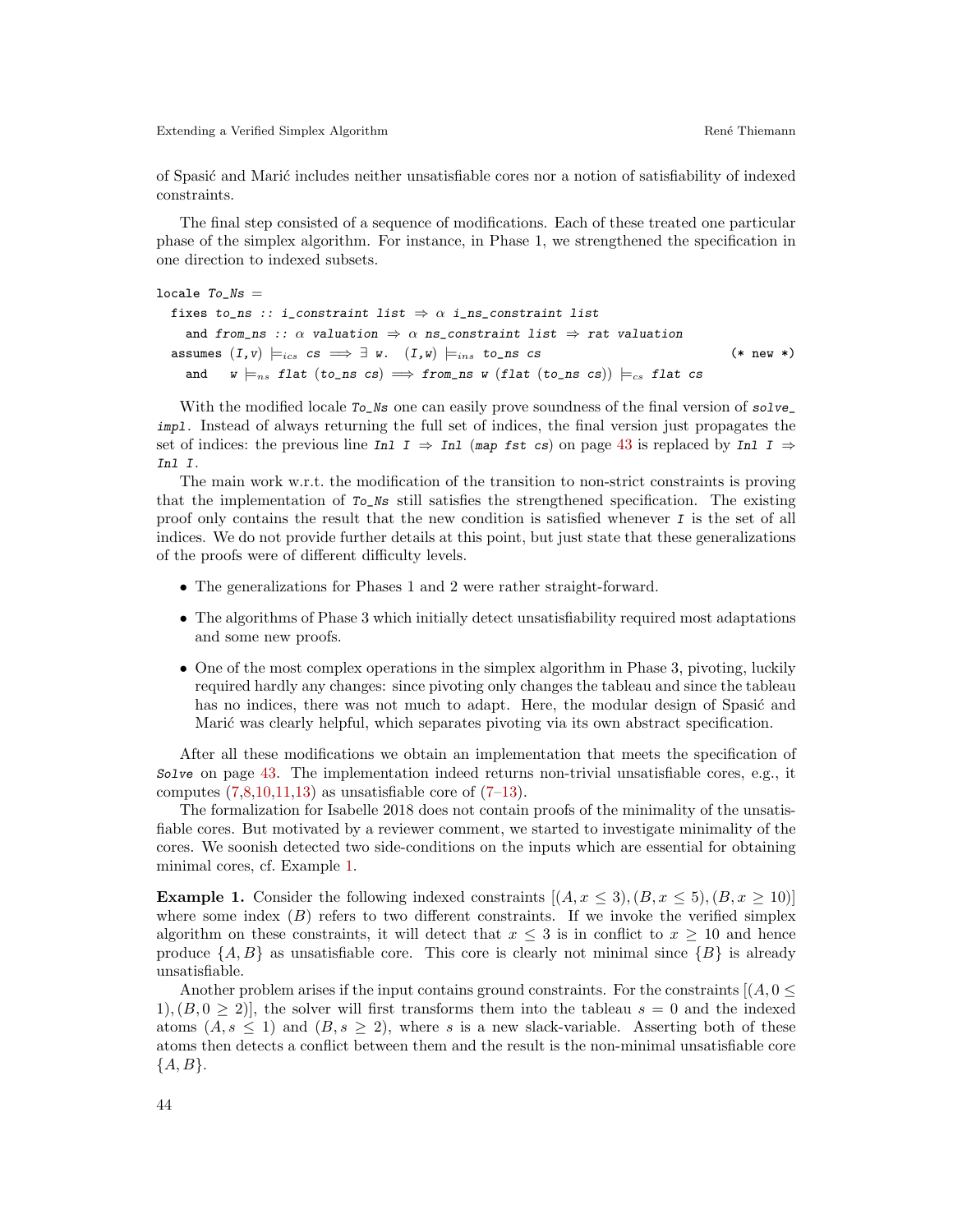of Spasić and Marić includes neither unsatisfiable cores nor a notion of satisfiability of indexed constraints.

The final step consisted of a sequence of modifications. Each of these treated one particular phase of the simplex algorithm. For instance, in Phase 1, we strengthened the specification in one direction to indexed subsets.

```
locale To_Ns =
  fixes to_ns :: i_constraint list ⇒ α i_ns_constraint list
    and from_ns :: α valuation ⇒ α ns_constraint list ⇒ rat valuation
  assumes (I,v) ⊨ics cs ⟹ ∃ w.  (I,w) ⊨ins to_ns cs                    (* new *)
    and   w ⊨ns flat (to_ns cs) ⟹ from_ns w (flat (to_ns cs)) ⊨cs flat cs
```

With the modified locale *To_Ns* one can easily prove soundness of the final version of *solve_impl*. Instead of always returning the full set of indices, the final version just propagates the set of indices: the previous line *Inl I* ⇒ *Inl* (*map fst cs*) on page 43 is replaced by *Inl I* ⇒ *Inl I*.

The main work w.r.t. the modification of the transition to non-strict constraints is proving that the implementation of *To_Ns* still satisfies the strengthened specification. The existing proof only contains the result that the new condition is satisfied whenever *I* is the set of all indices. We do not provide further details at this point, but just state that these generalizations of the proofs were of different difficulty levels.

- The generalizations for Phases 1 and 2 were rather straight-forward.
- The algorithms of Phase 3 which initially detect unsatisfiability required most adaptations and some new proofs.
- One of the most complex operations in the simplex algorithm in Phase 3, pivoting, luckily required hardly any changes: since pivoting only changes the tableau and since the tableau has no indices, there was not much to adapt. Here, the modular design of Spasić and Marić was clearly helpful, which separates pivoting via its own abstract specification.

After all these modifications we obtain an implementation that meets the specification of *Solve* on page 43. The implementation indeed returns non-trivial unsatisfiable cores, e.g., it computes (7,8,10,11,13) as unsatisfiable core of (7–13).

The formalization for Isabelle 2018 does not contain proofs of the minimality of the unsatisfiable cores. But motivated by a reviewer comment, we started to investigate minimality of the cores. We soonish detected two side-conditions on the inputs which are essential for obtaining minimal cores, cf. Example 1.

**Example 1.** Consider the following indexed constraints $[(A, x \leq 3), (B, x \leq 5), (B, x \geq 10)]$ where some index ($B$) refers to two different constraints. If we invoke the verified simplex algorithm on these constraints, it will detect that $x \leq 3$ is in conflict to $x \geq 10$ and hence produce $\{A, B\}$ as unsatisfiable core. This core is clearly not minimal since $\{B\}$ is already unsatisfiable.

Another problem arises if the input contains ground constraints. For the constraints $[(A, 0 \leq 1), (B, 0 \geq 2)]$, the solver will first transforms them into the tableau $s = 0$ and the indexed atoms $(A, s \leq 1)$ and $(B, s \geq 2)$, where $s$ is a new slack-variable. Asserting both of these atoms then detects a conflict between them and the result is the non-minimal unsatisfiable core $\{A, B\}$.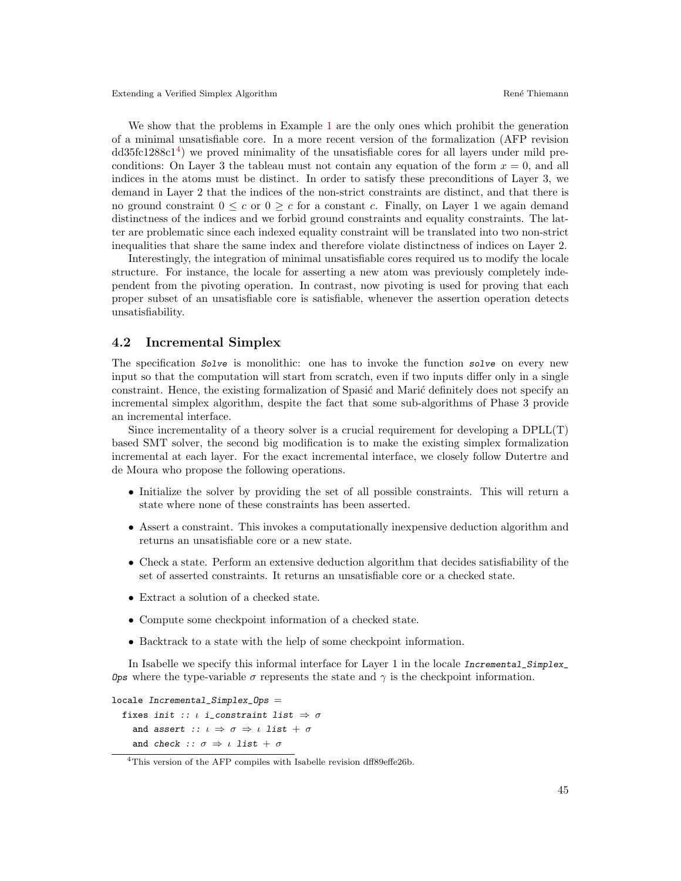We show that the problems in Example 1 are the only ones which prohibit the generation of a minimal unsatisfiable core. In a more recent version of the formalization (AFP revision dd35fc1288c1[4]) we proved minimality of the unsatisfiable cores for all layers under mild preconditions: On Layer 3 the tableau must not contain any equation of the form $x = 0$, and all indices in the atoms must be distinct. In order to satisfy these preconditions of Layer 3, we demand in Layer 2 that the indices of the non-strict constraints are distinct, and that there is no ground constraint $0 \leq c$ or $0 \geq c$ for a constant $c$. Finally, on Layer 1 we again demand distinctness of the indices and we forbid ground constraints and equality constraints. The latter are problematic since each indexed equality constraint will be translated into two non-strict inequalities that share the same index and therefore violate distinctness of indices on Layer 2.

Interestingly, the integration of minimal unsatisfiable cores required us to modify the locale structure. For instance, the locale for asserting a new atom was previously completely independent from the pivoting operation. In contrast, now pivoting is used for proving that each proper subset of an unsatisfiable core is satisfiable, whenever the assertion operation detects unsatisfiability.

## 4.2 Incremental Simplex

The specification *Solve* is monolithic: one has to invoke the function *solve* on every new input so that the computation will start from scratch, even if two inputs differ only in a single constraint. Hence, the existing formalization of Spasić and Marić definitely does not specify an incremental simplex algorithm, despite the fact that some sub-algorithms of Phase 3 provide an incremental interface.

Since incrementality of a theory solver is a crucial requirement for developing a DPLL(T) based SMT solver, the second big modification is to make the existing simplex formalization incremental at each layer. For the exact incremental interface, we closely follow Dutertre and de Moura who propose the following operations.

- Initialize the solver by providing the set of all possible constraints. This will return a state where none of these constraints has been asserted.
- Assert a constraint. This invokes a computationally inexpensive deduction algorithm and returns an unsatisfiable core or a new state.
- Check a state. Perform an extensive deduction algorithm that decides satisfiability of the set of asserted constraints. It returns an unsatisfiable core or a checked state.
- Extract a solution of a checked state.
- Compute some checkpoint information of a checked state.
- Backtrack to a state with the help of some checkpoint information.

In Isabelle we specify this informal interface for Layer 1 in the locale *Incremental_Simplex_Ops* where the type-variable $\sigma$ represents the state and $\gamma$ is the checkpoint information.

```
locale Incremental_Simplex_Ops =
  fixes init :: ι i_constraint list ⇒ σ
    and assert :: ι ⇒ σ ⇒ ι list + σ
    and check :: σ ⇒ ι list + σ
```

[4] This version of the AFP compiles with Isabelle revision dff89effe26b.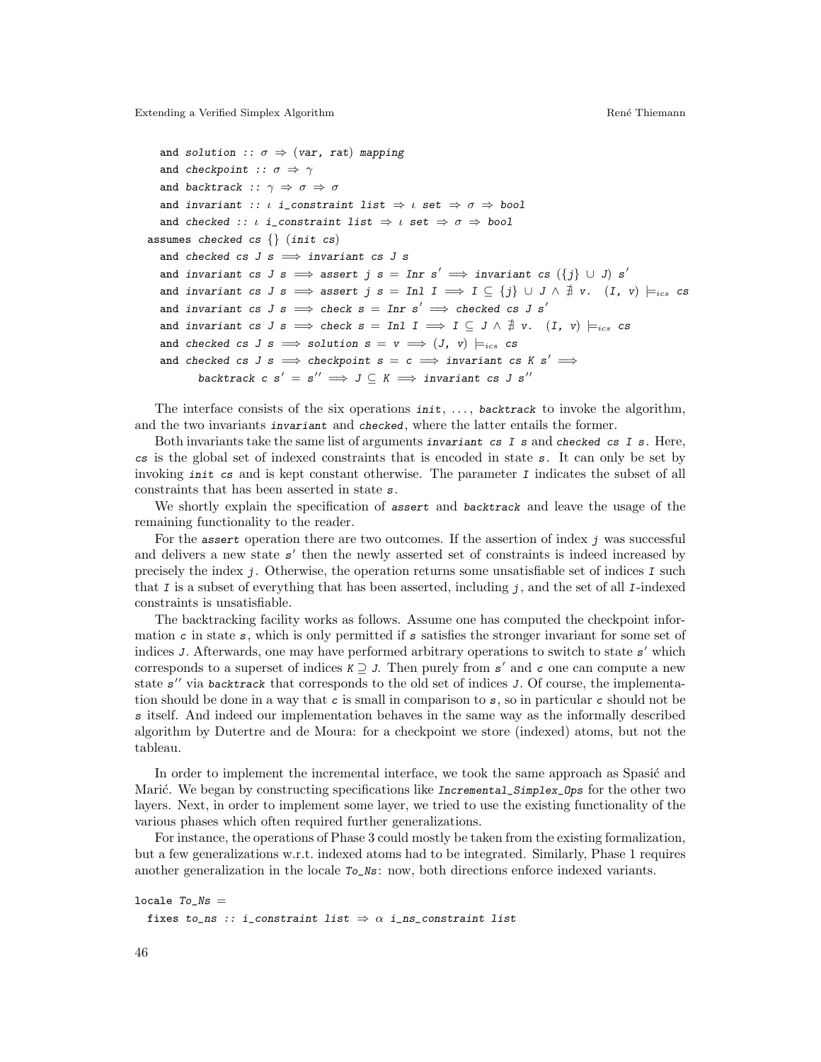```
    and solution :: σ ⇒ (var, rat) mapping
    and checkpoint :: σ ⇒ γ
    and backtrack :: γ ⇒ σ ⇒ σ
    and invariant :: ι i_constraint list ⇒ ι set ⇒ σ ⇒ bool
    and checked :: ι i_constraint list ⇒ ι set ⇒ σ ⇒ bool
  assumes checked cs {} (init cs)
    and checked cs J s ⟹ invariant cs J s
    and invariant cs J s ⟹ assert j s = Inr s' ⟹ invariant cs ({j} ∪ J) s'
    and invariant cs J s ⟹ assert j s = Inl I ⟹ I ⊆ {j} ∪ J ∧ ∄ v. (I, v) ⊨ics cs
    and invariant cs J s ⟹ check s = Inr s' ⟹ checked cs J s'
    and invariant cs J s ⟹ check s = Inl I ⟹ I ⊆ J ∧ ∄ v. (I, v) ⊨ics cs
    and checked cs J s ⟹ solution s = v ⟹ (J, v) ⊨ics cs
    and checked cs J s ⟹ checkpoint s = c ⟹ invariant cs K s' ⟹
         backtrack c s' = s'' ⟹ J ⊆ K ⟹ invariant cs J s''
```

The interface consists of the six operations *init*, ..., *backtrack* to invoke the algorithm, and the two invariants *invariant* and *checked*, where the latter entails the former.

Both invariants take the same list of arguments *invariant cs I s* and *checked cs I s*. Here, *cs* is the global set of indexed constraints that is encoded in state *s*. It can only be set by invoking *init cs* and is kept constant otherwise. The parameter *I* indicates the subset of all constraints that has been asserted in state *s*.

We shortly explain the specification of *assert* and *backtrack* and leave the usage of the remaining functionality to the reader.

For the *assert* operation there are two outcomes. If the assertion of index *j* was successful and delivers a new state $s'$ then the newly asserted set of constraints is indeed increased by precisely the index *j*. Otherwise, the operation returns some unsatisfiable set of indices *I* such that *I* is a subset of everything that has been asserted, including *j*, and the set of all *I*-indexed constraints is unsatisfiable.

The backtracking facility works as follows. Assume one has computed the checkpoint information *c* in state *s*, which is only permitted if *s* satisfies the stronger invariant for some set of indices *J*. Afterwards, one may have performed arbitrary operations to switch to state $s'$ which corresponds to a superset of indices $K \supseteq J$. Then purely from $s'$ and *c* one can compute a new state $s''$ via *backtrack* that corresponds to the old set of indices *J*. Of course, the implementation should be done in a way that *c* is small in comparison to *s*, so in particular *c* should not be *s* itself. And indeed our implementation behaves in the same way as the informally described algorithm by Dutertre and de Moura: for a checkpoint we store (indexed) atoms, but not the tableau.

In order to implement the incremental interface, we took the same approach as Spasić and Marić. We began by constructing specifications like *Incremental_Simplex_Ops* for the other two layers. Next, in order to implement some layer, we tried to use the existing functionality of the various phases which often required further generalizations.

For instance, the operations of Phase 3 could mostly be taken from the existing formalization, but a few generalizations w.r.t. indexed atoms had to be integrated. Similarly, Phase 1 requires another generalization in the locale *To_Ns*: now, both directions enforce indexed variants.

```
locale To_Ns =
  fixes to_ns :: i_constraint list ⇒ α i_ns_constraint list
```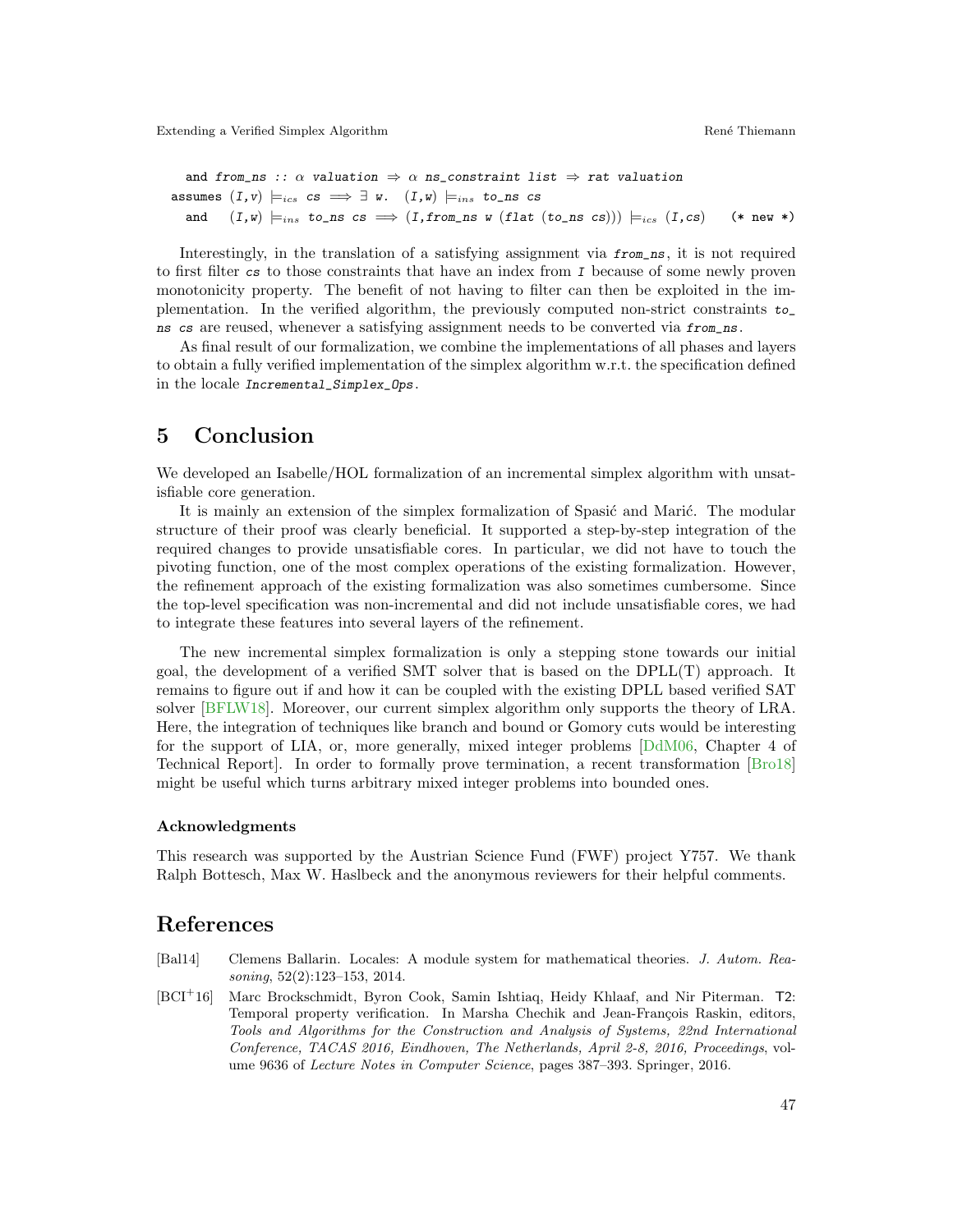```
  and from_ns :: α valuation ⇒ α ns_constraint list ⇒ rat valuation
assumes (I,v) ⊨_ics cs ⟹ ∃ w.  (I,w) ⊨_ins to_ns cs
  and   (I,w) ⊨_ins to_ns cs ⟹ (I,from_ns w (flat (to_ns cs))) ⊨_ics (I,cs)   (* new *)
```

Interestingly, in the translation of a satisfying assignment via *from_ns*, it is not required to first filter *cs* to those constraints that have an index from *I* because of some newly proven monotonicity property. The benefit of not having to filter can then be exploited in the implementation. In the verified algorithm, the previously computed non-strict constraints *to_ns cs* are reused, whenever a satisfying assignment needs to be converted via *from_ns*.

As final result of our formalization, we combine the implementations of all phases and layers to obtain a fully verified implementation of the simplex algorithm w.r.t. the specification defined in the locale *Incremental_Simplex_Ops*.

# 5 Conclusion

We developed an Isabelle/HOL formalization of an incremental simplex algorithm with unsatisfiable core generation.

It is mainly an extension of the simplex formalization of Spasić and Marić. The modular structure of their proof was clearly beneficial. It supported a step-by-step integration of the required changes to provide unsatisfiable cores. In particular, we did not have to touch the pivoting function, one of the most complex operations of the existing formalization. However, the refinement approach of the existing formalization was also sometimes cumbersome. Since the top-level specification was non-incremental and did not include unsatisfiable cores, we had to integrate these features into several layers of the refinement.

The new incremental simplex formalization is only a stepping stone towards our initial goal, the development of a verified SMT solver that is based on the DPLL(T) approach. It remains to figure out if and how it can be coupled with the existing DPLL based verified SAT solver [BFLW18]. Moreover, our current simplex algorithm only supports the theory of LRA. Here, the integration of techniques like branch and bound or Gomory cuts would be interesting for the support of LIA, or, more generally, mixed integer problems [DdM06, Chapter 4 of Technical Report]. In order to formally prove termination, a recent transformation [Bro18] might be useful which turns arbitrary mixed integer problems into bounded ones.

### Acknowledgments

This research was supported by the Austrian Science Fund (FWF) project Y757. We thank Ralph Bottesch, Max W. Haslbeck and the anonymous reviewers for their helpful comments.

# References

[Bal14] Clemens Ballarin. Locales: A module system for mathematical theories. *J. Autom. Reasoning*, 52(2):123–153, 2014.

[BCI+16] Marc Brockschmidt, Byron Cook, Samin Ishtiaq, Heidy Khlaaf, and Nir Piterman. T2: Temporal property verification. In Marsha Chechik and Jean-François Raskin, editors, *Tools and Algorithms for the Construction and Analysis of Systems, 22nd International Conference, TACAS 2016, Eindhoven, The Netherlands, April 2-8, 2016, Proceedings*, volume 9636 of *Lecture Notes in Computer Science*, pages 387–393. Springer, 2016.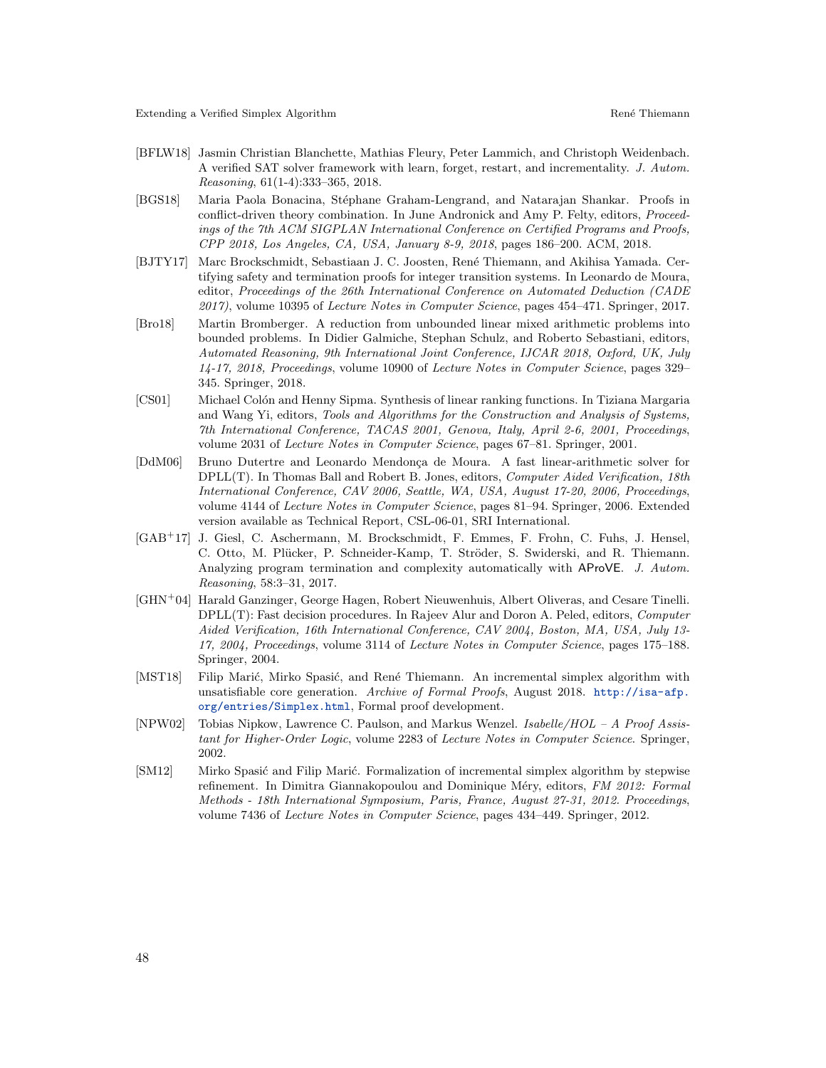- [BFLW18] Jasmin Christian Blanchette, Mathias Fleury, Peter Lammich, and Christoph Weidenbach. A verified SAT solver framework with learn, forget, restart, and incrementality. *J. Autom. Reasoning*, 61(1-4):333–365, 2018.
- [BGS18] Maria Paola Bonacina, Stéphane Graham-Lengrand, and Natarajan Shankar. Proofs in conflict-driven theory combination. In June Andronick and Amy P. Felty, editors, *Proceedings of the 7th ACM SIGPLAN International Conference on Certified Programs and Proofs, CPP 2018, Los Angeles, CA, USA, January 8-9, 2018*, pages 186–200. ACM, 2018.
- [BJTY17] Marc Brockschmidt, Sebastiaan J. C. Joosten, René Thiemann, and Akihisa Yamada. Certifying safety and termination proofs for integer transition systems. In Leonardo de Moura, editor, *Proceedings of the 26th International Conference on Automated Deduction (CADE 2017)*, volume 10395 of *Lecture Notes in Computer Science*, pages 454–471. Springer, 2017.
- [Bro18] Martin Bromberger. A reduction from unbounded linear mixed arithmetic problems into bounded problems. In Didier Galmiche, Stephan Schulz, and Roberto Sebastiani, editors, *Automated Reasoning, 9th International Joint Conference, IJCAR 2018, Oxford, UK, July 14-17, 2018, Proceedings*, volume 10900 of *Lecture Notes in Computer Science*, pages 329–345. Springer, 2018.
- [CS01] Michael Colón and Henny Sipma. Synthesis of linear ranking functions. In Tiziana Margaria and Wang Yi, editors, *Tools and Algorithms for the Construction and Analysis of Systems, 7th International Conference, TACAS 2001, Genova, Italy, April 2-6, 2001, Proceedings*, volume 2031 of *Lecture Notes in Computer Science*, pages 67–81. Springer, 2001.
- [DdM06] Bruno Dutertre and Leonardo Mendonça de Moura. A fast linear-arithmetic solver for DPLL(T). In Thomas Ball and Robert B. Jones, editors, *Computer Aided Verification, 18th International Conference, CAV 2006, Seattle, WA, USA, August 17-20, 2006, Proceedings*, volume 4144 of *Lecture Notes in Computer Science*, pages 81–94. Springer, 2006. Extended version available as Technical Report, CSL-06-01, SRI International.
- [GAB+17] J. Giesl, C. Aschermann, M. Brockschmidt, F. Emmes, F. Frohn, C. Fuhs, J. Hensel, C. Otto, M. Plücker, P. Schneider-Kamp, T. Ströder, S. Swiderski, and R. Thiemann. Analyzing program termination and complexity automatically with AProVE. *J. Autom. Reasoning*, 58:3–31, 2017.
- [GHN+04] Harald Ganzinger, George Hagen, Robert Nieuwenhuis, Albert Oliveras, and Cesare Tinelli. DPLL(T): Fast decision procedures. In Rajeev Alur and Doron A. Peled, editors, *Computer Aided Verification, 16th International Conference, CAV 2004, Boston, MA, USA, July 13-17, 2004, Proceedings*, volume 3114 of *Lecture Notes in Computer Science*, pages 175–188. Springer, 2004.
- [MST18] Filip Marić, Mirko Spasić, and René Thiemann. An incremental simplex algorithm with unsatisfiable core generation. *Archive of Formal Proofs*, August 2018. http://isa-afp.org/entries/Simplex.html, Formal proof development.
- [NPW02] Tobias Nipkow, Lawrence C. Paulson, and Markus Wenzel. *Isabelle/HOL – A Proof Assistant for Higher-Order Logic*, volume 2283 of *Lecture Notes in Computer Science*. Springer, 2002.
- [SM12] Mirko Spasić and Filip Marić. Formalization of incremental simplex algorithm by stepwise refinement. In Dimitra Giannakopoulou and Dominique Méry, editors, *FM 2012: Formal Methods - 18th International Symposium, Paris, France, August 27-31, 2012. Proceedings*, volume 7436 of *Lecture Notes in Computer Science*, pages 434–449. Springer, 2012.